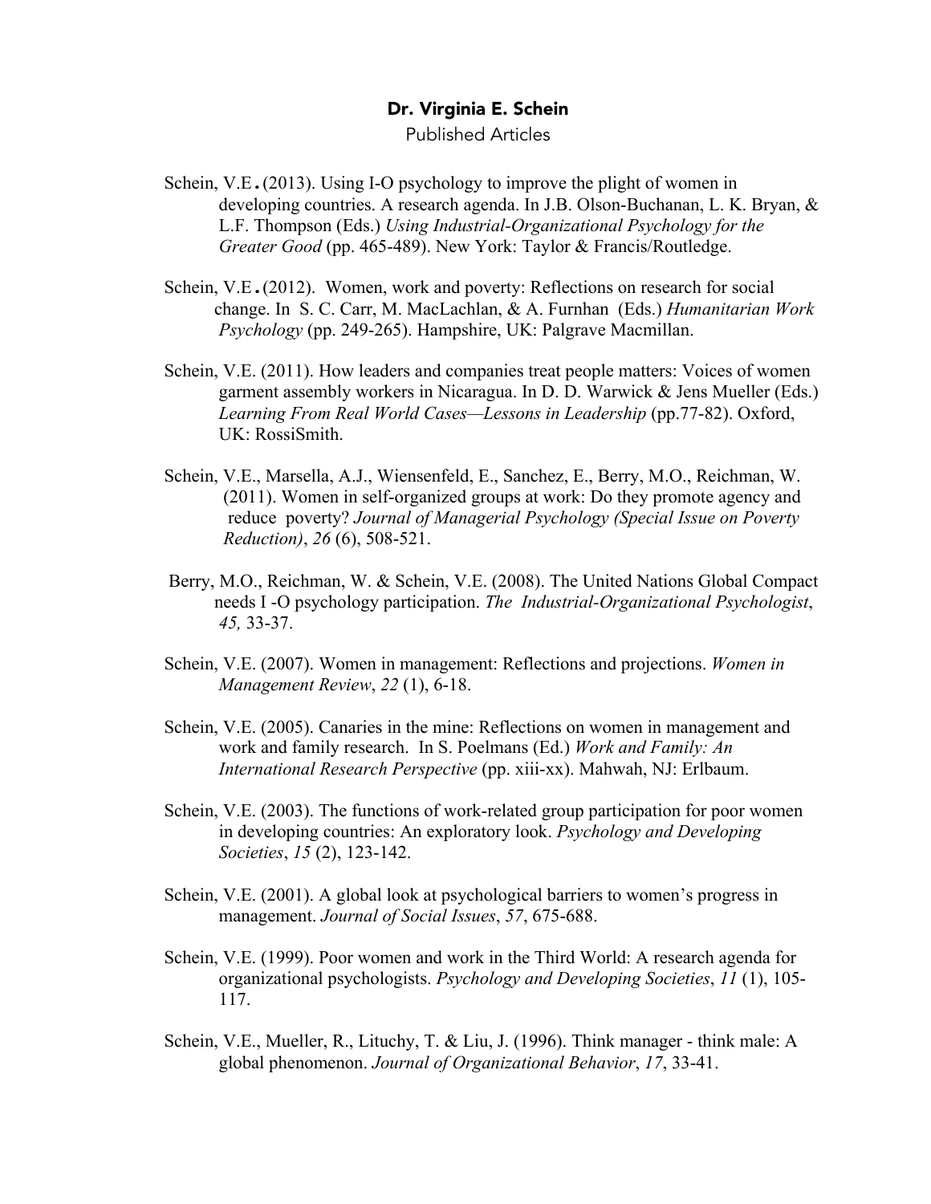# Dr. Virginia E. Schein

Published Articles

Schein, V.E. (2013). Using I-O psychology to improve the plight of women in developing countries. A research agenda. In J.B. Olson-Buchanan, L. K. Bryan, & L.F. Thompson (Eds.) *Using Industrial-Organizational Psychology for the Greater Good* (pp. 465-489). New York: Taylor & Francis/Routledge.

Schein, V.E. (2012). Women, work and poverty: Reflections on research for social change. In S. C. Carr, M. MacLachlan, & A. Furnhan (Eds.) *Humanitarian Work Psychology* (pp. 249-265). Hampshire, UK: Palgrave Macmillan.

Schein, V.E. (2011). How leaders and companies treat people matters: Voices of women garment assembly workers in Nicaragua. In D. D. Warwick & Jens Mueller (Eds.) *Learning From Real World Cases—Lessons in Leadership* (pp.77-82). Oxford, UK: RossiSmith.

Schein, V.E., Marsella, A.J., Wiensenfeld, E., Sanchez, E., Berry, M.O., Reichman, W. (2011). Women in self-organized groups at work: Do they promote agency and reduce poverty? *Journal of Managerial Psychology (Special Issue on Poverty Reduction)*, *26* (6), 508-521.

Berry, M.O., Reichman, W. & Schein, V.E. (2008). The United Nations Global Compact needs I -O psychology participation. *The Industrial-Organizational Psychologist*, *45,* 33-37.

Schein, V.E. (2007). Women in management: Reflections and projections. *Women in Management Review*, *22* (1), 6-18.

Schein, V.E. (2005). Canaries in the mine: Reflections on women in management and work and family research. In S. Poelmans (Ed.) *Work and Family: An International Research Perspective* (pp. xiii-xx). Mahwah, NJ: Erlbaum.

Schein, V.E. (2003). The functions of work-related group participation for poor women in developing countries: An exploratory look. *Psychology and Developing Societies*, *15* (2), 123-142.

Schein, V.E. (2001). A global look at psychological barriers to women's progress in management. *Journal of Social Issues*, *57*, 675-688.

Schein, V.E. (1999). Poor women and work in the Third World: A research agenda for organizational psychologists. *Psychology and Developing Societies*, *11* (1), 105-117.

Schein, V.E., Mueller, R., Lituchy, T. & Liu, J. (1996). Think manager - think male: A global phenomenon. *Journal of Organizational Behavior*, *17*, 33-41.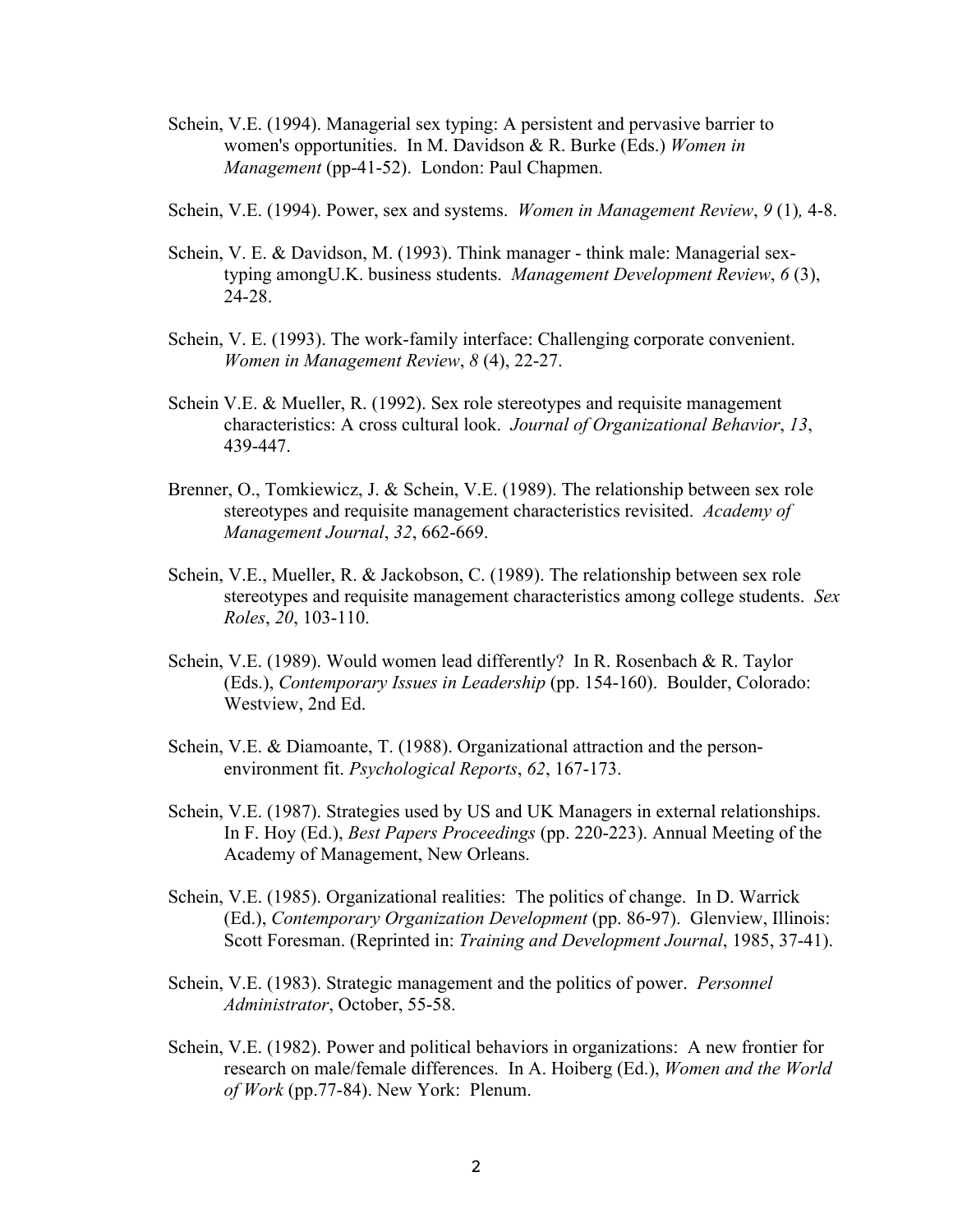Schein, V.E. (1994). Managerial sex typing: A persistent and pervasive barrier to women's opportunities. In M. Davidson & R. Burke (Eds.) *Women in Management* (pp-41-52). London: Paul Chapmen.

Schein, V.E. (1994). Power, sex and systems. *Women in Management Review*, *9* (1), 4-8.

Schein, V. E. & Davidson, M. (1993). Think manager - think male: Managerial sex-typing amongU.K. business students. *Management Development Review*, *6* (3), 24-28.

Schein, V. E. (1993). The work-family interface: Challenging corporate convenient. *Women in Management Review*, *8* (4), 22-27.

Schein V.E. & Mueller, R. (1992). Sex role stereotypes and requisite management characteristics: A cross cultural look. *Journal of Organizational Behavior*, *13*, 439-447.

Brenner, O., Tomkiewicz, J. & Schein, V.E. (1989). The relationship between sex role stereotypes and requisite management characteristics revisited. *Academy of Management Journal*, *32*, 662-669.

Schein, V.E., Mueller, R. & Jackobson, C. (1989). The relationship between sex role stereotypes and requisite management characteristics among college students. *Sex Roles*, *20*, 103-110.

Schein, V.E. (1989). Would women lead differently? In R. Rosenbach & R. Taylor (Eds.), *Contemporary Issues in Leadership* (pp. 154-160). Boulder, Colorado: Westview, 2nd Ed.

Schein, V.E. & Diamoante, T. (1988). Organizational attraction and the person-environment fit. *Psychological Reports*, *62*, 167-173.

Schein, V.E. (1987). Strategies used by US and UK Managers in external relationships. In F. Hoy (Ed.), *Best Papers Proceedings* (pp. 220-223). Annual Meeting of the Academy of Management, New Orleans.

Schein, V.E. (1985). Organizational realities: The politics of change. In D. Warrick (Ed.), *Contemporary Organization Development* (pp. 86-97). Glenview, Illinois: Scott Foresman. (Reprinted in: *Training and Development Journal*, 1985, 37-41).

Schein, V.E. (1983). Strategic management and the politics of power. *Personnel Administrator*, October, 55-58.

Schein, V.E. (1982). Power and political behaviors in organizations: A new frontier for research on male/female differences. In A. Hoiberg (Ed.), *Women and the World of Work* (pp.77-84). New York: Plenum.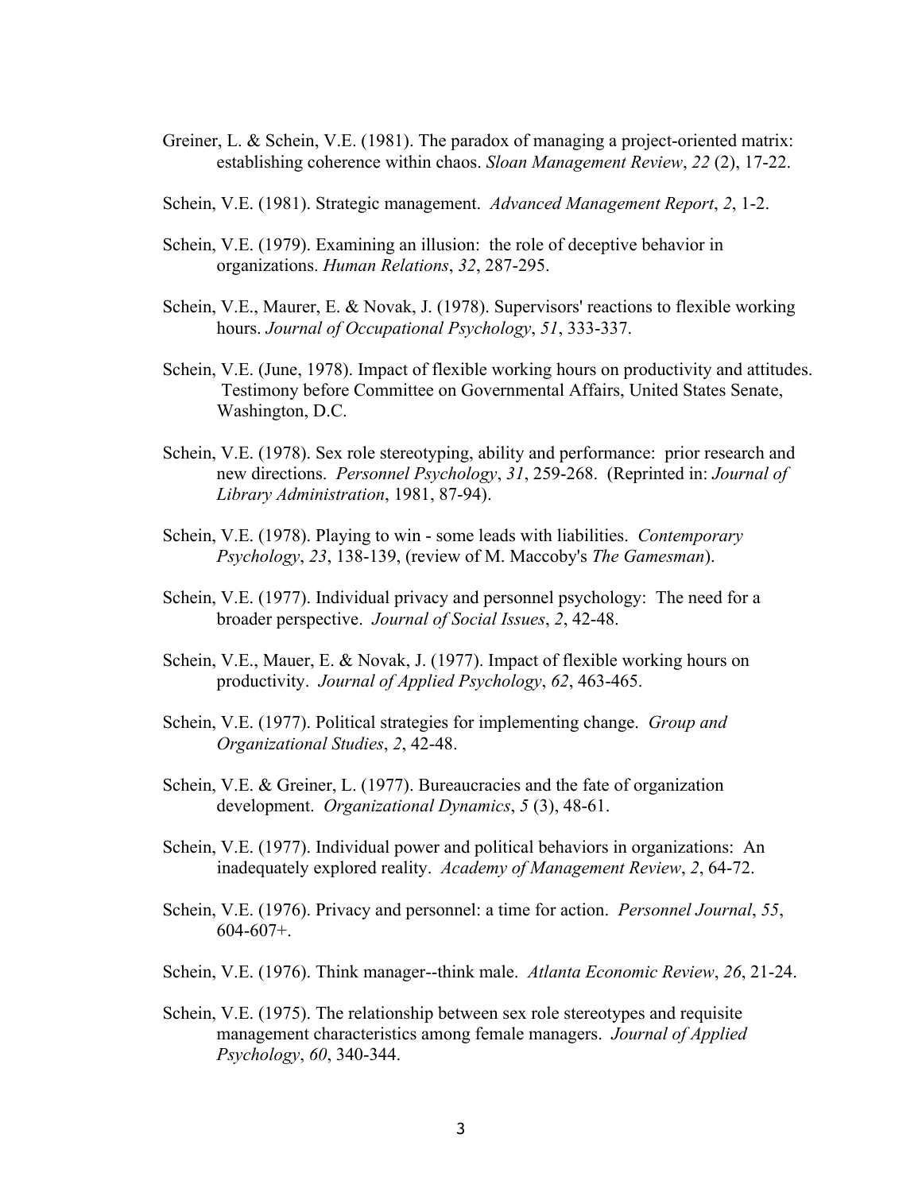Greiner, L. & Schein, V.E. (1981). The paradox of managing a project-oriented matrix: establishing coherence within chaos. *Sloan Management Review*, *22* (2), 17-22.

Schein, V.E. (1981). Strategic management. *Advanced Management Report*, *2*, 1-2.

Schein, V.E. (1979). Examining an illusion: the role of deceptive behavior in organizations. *Human Relations*, *32*, 287-295.

Schein, V.E., Maurer, E. & Novak, J. (1978). Supervisors' reactions to flexible working hours. *Journal of Occupational Psychology*, *51*, 333-337.

Schein, V.E. (June, 1978). Impact of flexible working hours on productivity and attitudes. Testimony before Committee on Governmental Affairs, United States Senate, Washington, D.C.

Schein, V.E. (1978). Sex role stereotyping, ability and performance: prior research and new directions. *Personnel Psychology*, *31*, 259-268. (Reprinted in: *Journal of Library Administration*, 1981, 87-94).

Schein, V.E. (1978). Playing to win - some leads with liabilities. *Contemporary Psychology*, *23*, 138-139, (review of M. Maccoby's *The Gamesman*).

Schein, V.E. (1977). Individual privacy and personnel psychology: The need for a broader perspective. *Journal of Social Issues*, *2*, 42-48.

Schein, V.E., Mauer, E. & Novak, J. (1977). Impact of flexible working hours on productivity. *Journal of Applied Psychology*, *62*, 463-465.

Schein, V.E. (1977). Political strategies for implementing change. *Group and Organizational Studies*, *2*, 42-48.

Schein, V.E. & Greiner, L. (1977). Bureaucracies and the fate of organization development. *Organizational Dynamics*, *5* (3), 48-61.

Schein, V.E. (1977). Individual power and political behaviors in organizations: An inadequately explored reality. *Academy of Management Review*, *2*, 64-72.

Schein, V.E. (1976). Privacy and personnel: a time for action. *Personnel Journal*, *55*, 604-607+.

Schein, V.E. (1976). Think manager--think male. *Atlanta Economic Review*, *26*, 21-24.

Schein, V.E. (1975). The relationship between sex role stereotypes and requisite management characteristics among female managers. *Journal of Applied Psychology*, *60*, 340-344.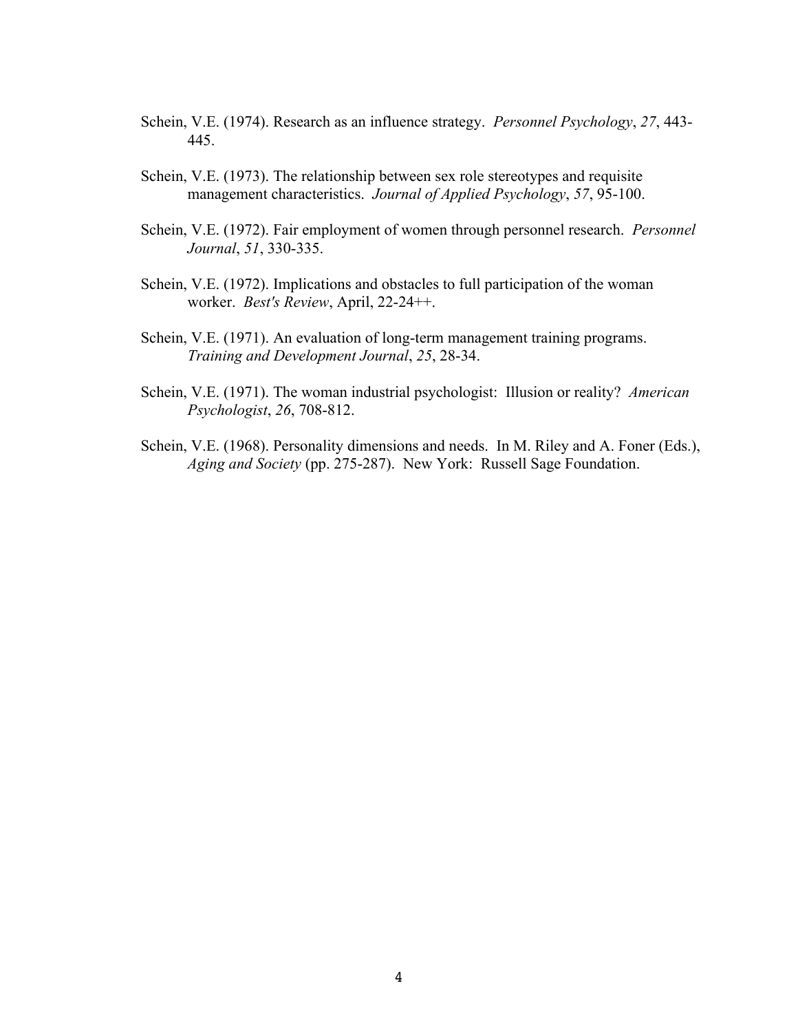Schein, V.E. (1974). Research as an influence strategy. *Personnel Psychology*, *27*, 443-445.

Schein, V.E. (1973). The relationship between sex role stereotypes and requisite management characteristics. *Journal of Applied Psychology*, *57*, 95-100.

Schein, V.E. (1972). Fair employment of women through personnel research. *Personnel Journal*, *51*, 330-335.

Schein, V.E. (1972). Implications and obstacles to full participation of the woman worker. *Best's Review*, April, 22-24++.

Schein, V.E. (1971). An evaluation of long-term management training programs. *Training and Development Journal*, *25*, 28-34.

Schein, V.E. (1971). The woman industrial psychologist: Illusion or reality? *American Psychologist*, *26*, 708-812.

Schein, V.E. (1968). Personality dimensions and needs. In M. Riley and A. Foner (Eds.), *Aging and Society* (pp. 275-287). New York: Russell Sage Foundation.